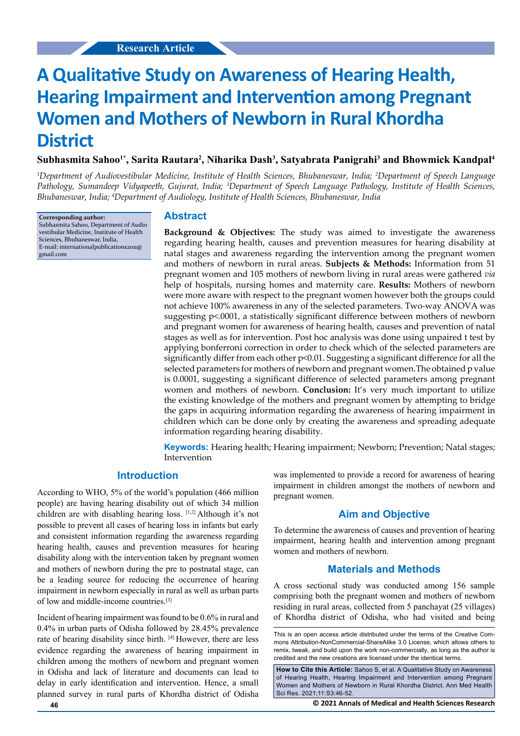Research Article

# A Qualitative Study on Awareness of Hearing Health, Hearing Impairment and Intervention among Pregnant Women and Mothers of Newborn in Rural Khordha District

**Subhasmita Sahoo[1*], Sarita Rautara[2], Niharika Dash[3], Satyabrata Panigrahi[3] and Bhowmick Kandpal[4]**

*[1]Department of Audiovestibular Medicine, Institute of Health Sciences, Bhubaneswar, India; [2]Department of Speech Language Pathology, Sumandeep Vidyapeeth, Gujurat, India; [3]Department of Speech Language Pathology, Institute of Health Sciences, Bhubaneswar, India; [4]Department of Audiology, Institute of Health Sciences, Bhubaneswar, India*

**Corresponding author:** Subhasmita Sahoo, Department of Audio vestibular Medicine, Institute of Health Sciences, Bhubaneswar, India, E-mail: internationalpublications2011@gmail.com

## Abstract

**Background & Objectives:** The study was aimed to investigate the awareness regarding hearing health, causes and prevention measures for hearing disability at natal stages and awareness regarding the intervention among the pregnant women and mothers of newborn in rural areas. **Subjects & Methods:** Information from 51 pregnant women and 105 mothers of newborn living in rural areas were gathered *via* help of hospitals, nursing homes and maternity care. **Results:** Mothers of newborn were more aware with respect to the pregnant women however both the groups could not achieve 100% awareness in any of the selected parameters. Two-way ANOVA was suggesting $p<.0001$, a statistically significant difference between mothers of newborn and pregnant women for awareness of hearing health, causes and prevention of natal stages as well as for intervention. Post hoc analysis was done using unpaired t test by applying bonferroni correction in order to check which of the selected parameters are significantly differ from each other $p<0.01$. Suggesting a significant difference for all the selected parameters for mothers of newborn and pregnant women.The obtained p value is 0.0001, suggesting a significant difference of selected parameters among pregnant women and mothers of newborn. **Conclusion:** It's very much important to utilize the existing knowledge of the mothers and pregnant women by attempting to bridge the gaps in acquiring information regarding the awareness of hearing impairment in children which can be done only by creating the awareness and spreading adequate information regarding hearing disability.

**Keywords:** Hearing health; Hearing impairment; Newborn; Prevention; Natal stages; Intervention

## Introduction

According to WHO, 5% of the world's population (466 million people) are having hearing disability out of which 34 million children are with disabling hearing loss. [1,2] Although it's not possible to prevent all cases of hearing loss in infants but early and consistent information regarding the awareness regarding hearing health, causes and prevention measures for hearing disability along with the intervention taken by pregnant women and mothers of newborn during the pre to postnatal stage, can be a leading source for reducing the occurrence of hearing impairment in newborn especially in rural as well as urban parts of low and middle-income countries.[3]

Incident of hearing impairment was found to be 0.6% in rural and 0.4% in urban parts of Odisha followed by 28.45% prevalence rate of hearing disability since birth. [4] However, there are less evidence regarding the awareness of hearing impairment in children among the mothers of newborn and pregnant women in Odisha and lack of literature and documents can lead to delay in early identification and intervention. Hence, a small planned survey in rural parts of Khordha district of Odisha was implemented to provide a record for awareness of hearing impairment in children amongst the mothers of newborn and pregnant women.

## Aim and Objective

To determine the awareness of causes and prevention of hearing impairment, hearing health and intervention among pregnant women and mothers of newborn.

## Materials and Methods

A cross sectional study was conducted among 156 sample comprising both the pregnant women and mothers of newborn residing in rural areas, collected from 5 panchayat (25 villages) of Khordha district of Odisha, who had visited and being

This is an open access article distributed under the terms of the Creative Commons Attribution-NonCommercial-ShareAlike 3.0 License, which allows others to remix, tweak, and build upon the work non-commercially, as long as the author is credited and the new creations are licensed under the identical terms.

**How to Cite this Article:** Sahoo S, et al. A Qualitative Study on Awareness of Hearing Health, Hearing Impairment and Intervention among Pregnant Women and Mothers of Newborn in Rural Khordha District. Ann Med Health Sci Res. 2021;11:S3:46-52.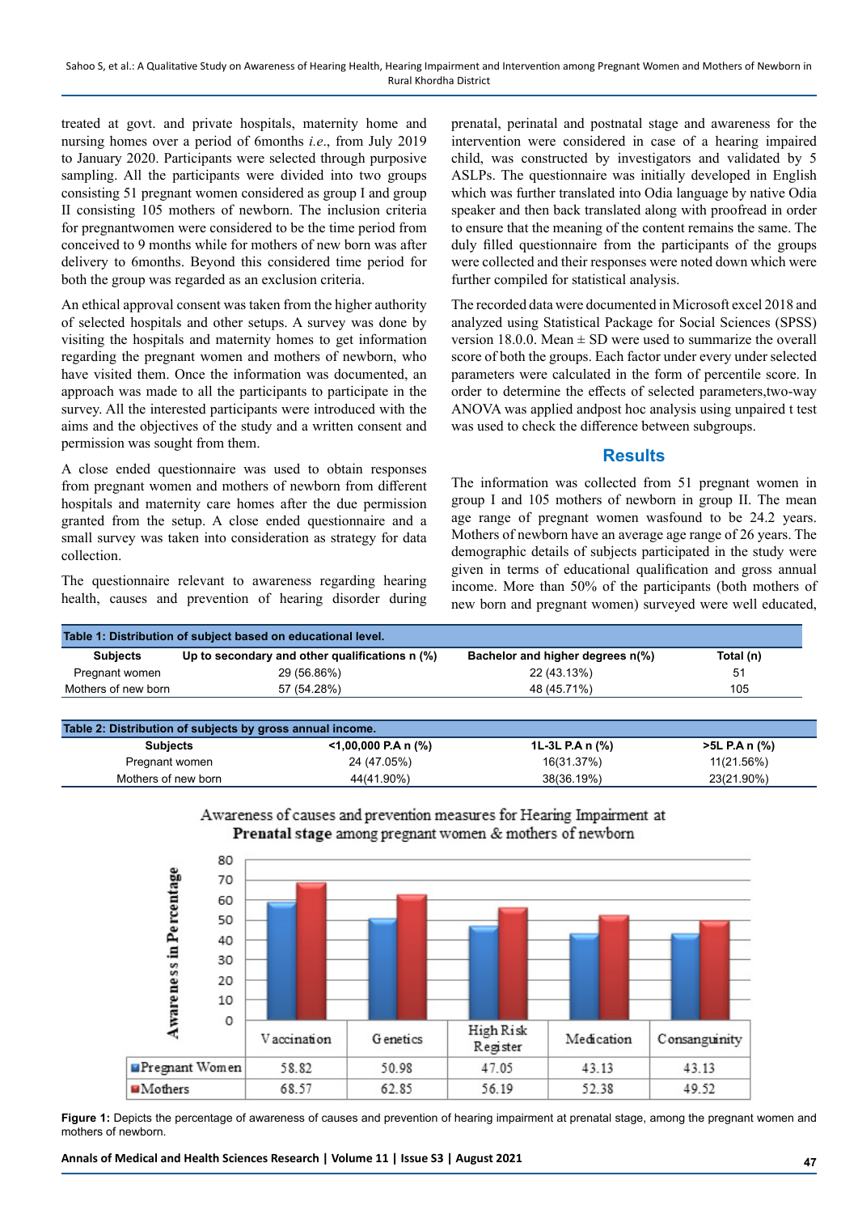treated at govt. and private hospitals, maternity home and nursing homes over a period of 6months *i.e*., from July 2019 to January 2020. Participants were selected through purposive sampling. All the participants were divided into two groups consisting 51 pregnant women considered as group I and group II consisting 105 mothers of newborn. The inclusion criteria for pregnantwomen were considered to be the time period from conceived to 9 months while for mothers of new born was after delivery to 6months. Beyond this considered time period for both the group was regarded as an exclusion criteria.

An ethical approval consent was taken from the higher authority of selected hospitals and other setups. A survey was done by visiting the hospitals and maternity homes to get information regarding the pregnant women and mothers of newborn, who have visited them. Once the information was documented, an approach was made to all the participants to participate in the survey. All the interested participants were introduced with the aims and the objectives of the study and a written consent and permission was sought from them.

A close ended questionnaire was used to obtain responses from pregnant women and mothers of newborn from different hospitals and maternity care homes after the due permission granted from the setup. A close ended questionnaire and a small survey was taken into consideration as strategy for data collection.

The questionnaire relevant to awareness regarding hearing health, causes and prevention of hearing disorder during prenatal, perinatal and postnatal stage and awareness for the intervention were considered in case of a hearing impaired child, was constructed by investigators and validated by 5 ASLPs. The questionnaire was initially developed in English which was further translated into Odia language by native Odia speaker and then back translated along with proofread in order to ensure that the meaning of the content remains the same. The duly filled questionnaire from the participants of the groups were collected and their responses were noted down which were further compiled for statistical analysis.

The recorded data were documented in Microsoft excel 2018 and analyzed using Statistical Package for Social Sciences (SPSS) version 18.0.0. Mean ± SD were used to summarize the overall score of both the groups. Each factor under every under selected parameters were calculated in the form of percentile score. In order to determine the effects of selected parameters,two-way ANOVA was applied andpost hoc analysis using unpaired t test was used to check the difference between subgroups.

## Results

The information was collected from 51 pregnant women in group I and 105 mothers of newborn in group II. The mean age range of pregnant women wasfound to be 24.2 years. Mothers of newborn have an average age range of 26 years. The demographic details of subjects participated in the study were given in terms of educational qualification and gross annual income. More than 50% of the participants (both mothers of new born and pregnant women) surveyed were well educated,

**Table 1: Distribution of subject based on educational level.**

| Subjects | Up to secondary and other qualifications n (%) | Bachelor and higher degrees n(%) | Total (n) |
|---|---|---|---|
| Pregnant women | 29 (56.86%) | 22 (43.13%) | 51 |
| Mothers of new born | 57 (54.28%) | 48 (45.71%) | 105 |

**Table 2: Distribution of subjects by gross annual income.**

| Subjects | <1,00,000 P.A n (%) | 1L-3L P.A n (%) | >5L P.A n (%) |
|---|---|---|---|
| Pregnant women | 24 (47.05%) | 16(31.37%) | 11(21.56%) |
| Mothers of new born | 44(41.90%) | 38(36.19%) | 23(21.90%) |

Awareness of causes and prevention measures for Hearing Impairment at **Prenatal stage** among pregnant women & mothers of newborn

| | Vaccination | Genetics | High Risk Register | Medication | Consanguinity |
|---|---|---|---|---|---|
| Pregnant Women | 58.82 | 50.98 | 47.05 | 43.13 | 43.13 |
| Mothers | 68.57 | 62.85 | 56.19 | 52.38 | 49.52 |

**Figure 1:** Depicts the percentage of awareness of causes and prevention of hearing impairment at prenatal stage, among the pregnant women and mothers of newborn.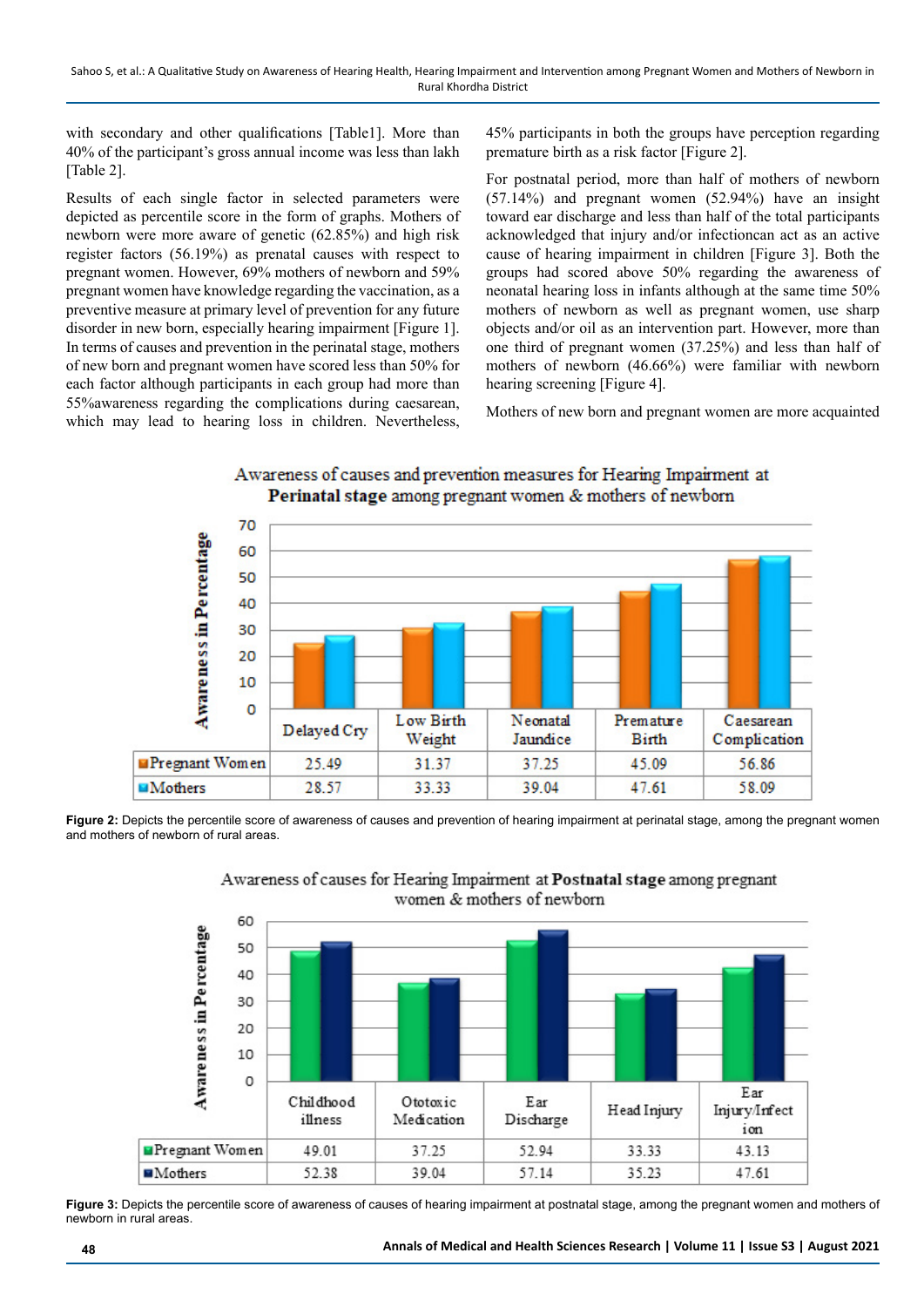with secondary and other qualifications [Table1]. More than 40% of the participant's gross annual income was less than lakh [Table 2].

Results of each single factor in selected parameters were depicted as percentile score in the form of graphs. Mothers of newborn were more aware of genetic (62.85%) and high risk register factors (56.19%) as prenatal causes with respect to pregnant women. However, 69% mothers of newborn and 59% pregnant women have knowledge regarding the vaccination, as a preventive measure at primary level of prevention for any future disorder in new born, especially hearing impairment [Figure 1]. In terms of causes and prevention in the perinatal stage, mothers of new born and pregnant women have scored less than 50% for each factor although participants in each group had more than 55%awareness regarding the complications during caesarean, which may lead to hearing loss in children. Nevertheless, 45% participants in both the groups have perception regarding premature birth as a risk factor [Figure 2].

For postnatal period, more than half of mothers of newborn (57.14%) and pregnant women (52.94%) have an insight toward ear discharge and less than half of the total participants acknowledged that injury and/or infectioncan act as an active cause of hearing impairment in children [Figure 3]. Both the groups had scored above 50% regarding the awareness of neonatal hearing loss in infants although at the same time 50% mothers of newborn as well as pregnant women, use sharp objects and/or oil as an intervention part. However, more than one third of pregnant women (37.25%) and less than half of mothers of newborn (46.66%) were familiar with newborn hearing screening [Figure 4].

Mothers of new born and pregnant women are more acquainted

Awareness of causes and prevention measures for Hearing Impairment at **Perinatal stage** among pregnant women & mothers of newborn

| | Delayed Cry | Low Birth Weight | Neonatal Jaundice | Premature Birth | Caesarean Complication |
|---|---|---|---|---|---|
| Pregnant Women | 25.49 | 31.37 | 37.25 | 45.09 | 56.86 |
| Mothers | 28.57 | 33.33 | 39.04 | 47.61 | 58.09 |

**Figure 2:** Depicts the percentile score of awareness of causes and prevention of hearing impairment at perinatal stage, among the pregnant women and mothers of newborn of rural areas.

Awareness of causes for Hearing Impairment at **Postnatal stage** among pregnant women & mothers of newborn

| | Childhood illness | Ototoxic Medication | Ear Discharge | Head Injury | Ear Injury/Infection |
|---|---|---|---|---|---|
| Pregnant Women | 49.01 | 37.25 | 52.94 | 33.33 | 43.13 |
| Mothers | 52.38 | 39.04 | 57.14 | 35.23 | 47.61 |

**Figure 3:** Depicts the percentile score of awareness of causes of hearing impairment at postnatal stage, among the pregnant women and mothers of newborn in rural areas.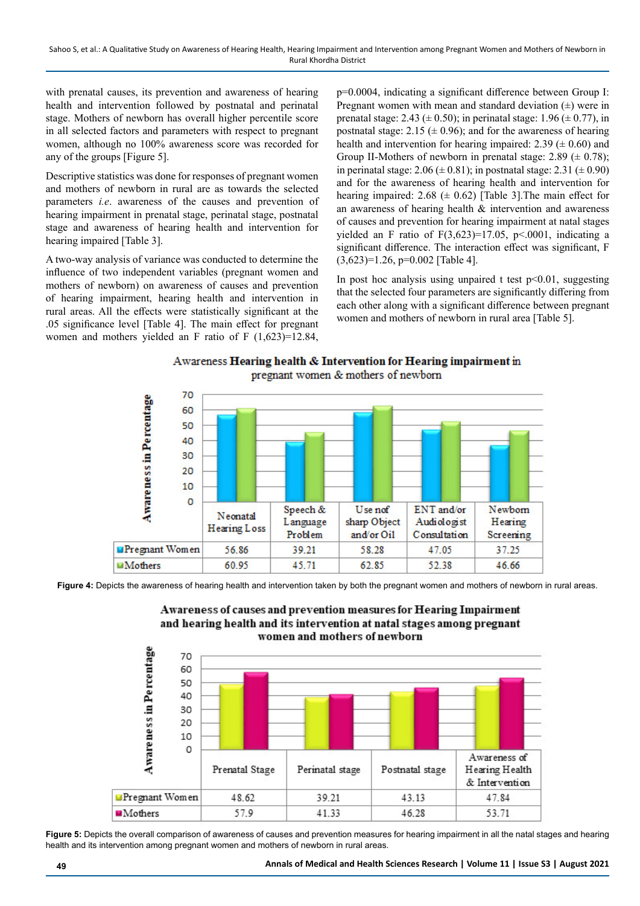with prenatal causes, its prevention and awareness of hearing health and intervention followed by postnatal and perinatal stage. Mothers of newborn has overall higher percentile score in all selected factors and parameters with respect to pregnant women, although no 100% awareness score was recorded for any of the groups [Figure 5].

Descriptive statistics was done for responses of pregnant women and mothers of newborn in rural are as towards the selected parameters *i.e*. awareness of the causes and prevention of hearing impairment in prenatal stage, perinatal stage, postnatal stage and awareness of hearing health and intervention for hearing impaired [Table 3].

A two-way analysis of variance was conducted to determine the influence of two independent variables (pregnant women and mothers of newborn) on awareness of causes and prevention of hearing impairment, hearing health and intervention in rural areas. All the effects were statistically significant at the .05 significance level [Table 4]. The main effect for pregnant women and mothers yielded an F ratio of $F(1,623)=12.84$, $p=0.0004$, indicating a significant difference between Group I: Pregnant women with mean and standard deviation (±) were in prenatal stage: 2.43 (± 0.50); in perinatal stage: 1.96 (± 0.77), in postnatal stage: 2.15 (± 0.96); and for the awareness of hearing health and intervention for hearing impaired: 2.39 (± 0.60) and Group II-Mothers of newborn in prenatal stage: 2.89 (± 0.78); in perinatal stage: 2.06 (± 0.81); in postnatal stage: 2.31 (± 0.90) and for the awareness of hearing health and intervention for hearing impaired: 2.68 (± 0.62) [Table 3].The main effect for an awareness of hearing health & intervention and awareness of causes and prevention for hearing impairment at natal stages yielded an F ratio of $F(3,623)=17.05$, $p<.0001$, indicating a significant difference. The interaction effect was significant, $F(3,623)=1.26$, $p=0.002$ [Table 4].

In post hoc analysis using unpaired t test $p<0.01$, suggesting that the selected four parameters are significantly differing from each other along with a significant difference between pregnant women and mothers of newborn in rural area [Table 5].

Awareness **Hearing health & Intervention for Hearing impairment** in pregnant women & mothers of newborn

| | Neonatal Hearing Loss | Speech & Language Problem | Use of sharp Object and/or Oil | ENT and/or Audiologist Consultation | Newborn Hearing Screening |
|---|---|---|---|---|---|
| Pregnant Women | 56.86 | 39.21 | 58.28 | 47.05 | 37.25 |
| Mothers | 60.95 | 45.71 | 62.85 | 52.38 | 46.66 |

**Figure 4:** Depicts the awareness of hearing health and intervention taken by both the pregnant women and mothers of newborn in rural areas.

**Awareness of causes and prevention measures for Hearing Impairment and hearing health and its intervention at natal stages among pregnant women and mothers of newborn**

| | Prenatal Stage | Perinatal stage | Postnatal stage | Awareness of Hearing Health & Intervention |
|---|---|---|---|---|
| Pregnant Women | 48.62 | 39.21 | 43.13 | 47.84 |
| Mothers | 57.9 | 41.33 | 46.28 | 53.71 |

**Figure 5:** Depicts the overall comparison of awareness of causes and prevention measures for hearing impairment in all the natal stages and hearing health and its intervention among pregnant women and mothers of newborn in rural areas.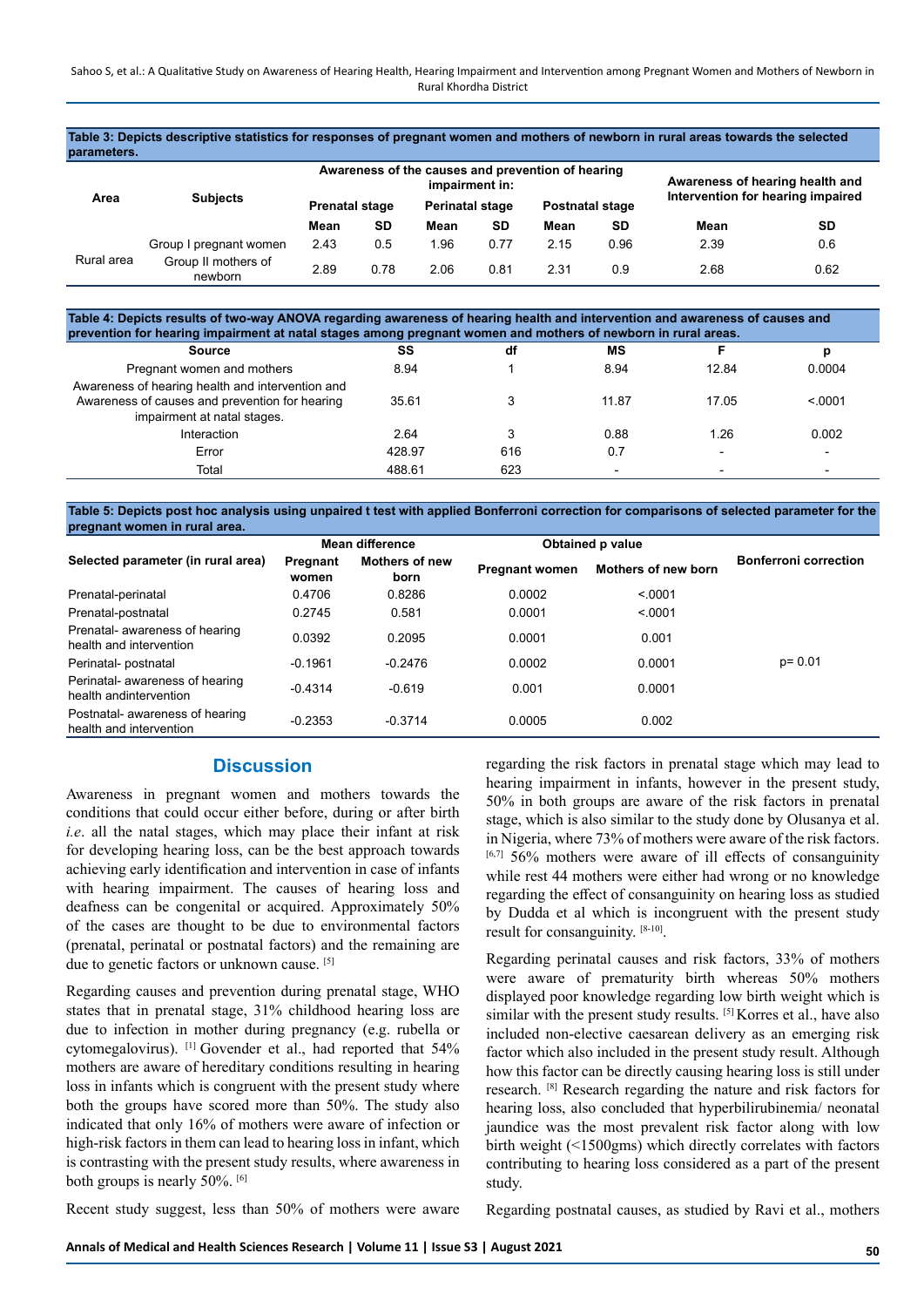**Table 3: Depicts descriptive statistics for responses of pregnant women and mothers of newborn in rural areas towards the selected parameters.**

| Area | Subjects | Awareness of the causes and prevention of hearing impairment in: | | | | | | Awareness of hearing health and Intervention for hearing impaired | |
|---|---|---|---|---|---|---|---|---|---|
| | | Prenatal stage | | Perinatal stage | | Postnatal stage | | | |
| | | Mean | SD | Mean | SD | Mean | SD | Mean | SD |
| Rural area | Group I pregnant women | 2.43 | 0.5 | 1.96 | 0.77 | 2.15 | 0.96 | 2.39 | 0.6 |
| | Group II mothers of newborn | 2.89 | 0.78 | 2.06 | 0.81 | 2.31 | 0.9 | 2.68 | 0.62 |

**Table 4: Depicts results of two-way ANOVA regarding awareness of hearing health and intervention and awareness of causes and prevention for hearing impairment at natal stages among pregnant women and mothers of newborn in rural areas.**

| Source | SS | df | MS | F | p |
|---|---|---|---|---|---|
| Pregnant women and mothers | 8.94 | 1 | 8.94 | 12.84 | 0.0004 |
| Awareness of hearing health and intervention and Awareness of causes and prevention for hearing impairment at natal stages. | 35.61 | 3 | 11.87 | 17.05 | <.0001 |
| Interaction | 2.64 | 3 | 0.88 | 1.26 | 0.002 |
| Error | 428.97 | 616 | 0.7 | - | - |
| Total | 488.61 | 623 | - | - | - |

**Table 5: Depicts post hoc analysis using unpaired t test with applied Bonferroni correction for comparisons of selected parameter for the pregnant women in rural area.**

| Selected parameter (in rural area) | Mean difference | | Obtained p value | | Bonferroni correction |
|---|---|---|---|---|---|
| | Pregnant women | Mothers of new born | Pregnant women | Mothers of new born | |
| Prenatal-perinatal | 0.4706 | 0.8286 | 0.0002 | <.0001 | |
| Prenatal-postnatal | 0.2745 | 0.581 | 0.0001 | <.0001 | |
| Prenatal- awareness of hearing health and intervention | 0.0392 | 0.2095 | 0.0001 | 0.001 | |
| Perinatal- postnatal | -0.1961 | -0.2476 | 0.0002 | 0.0001 | p= 0.01 |
| Perinatal- awareness of hearing health andintervention | -0.4314 | -0.619 | 0.001 | 0.0001 | |
| Postnatal- awareness of hearing health and intervention | -0.2353 | -0.3714 | 0.0005 | 0.002 | |

## Discussion

Awareness in pregnant women and mothers towards the conditions that could occur either before, during or after birth *i.e*. all the natal stages, which may place their infant at risk for developing hearing loss, can be the best approach towards achieving early identification and intervention in case of infants with hearing impairment. The causes of hearing loss and deafness can be congenital or acquired. Approximately 50% of the cases are thought to be due to environmental factors (prenatal, perinatal or postnatal factors) and the remaining are due to genetic factors or unknown cause. [5]

Regarding causes and prevention during prenatal stage, WHO states that in prenatal stage, 31% childhood hearing loss are due to infection in mother during pregnancy (e.g. rubella or cytomegalovirus). [1] Govender et al., had reported that 54% mothers are aware of hereditary conditions resulting in hearing loss in infants which is congruent with the present study where both the groups have scored more than 50%. The study also indicated that only 16% of mothers were aware of infection or high-risk factors in them can lead to hearing loss in infant, which is contrasting with the present study results, where awareness in both groups is nearly 50%. [6]

Recent study suggest, less than 50% of mothers were aware regarding the risk factors in prenatal stage which may lead to hearing impairment in infants, however in the present study, 50% in both groups are aware of the risk factors in prenatal stage, which is also similar to the study done by Olusanya et al. in Nigeria, where 73% of mothers were aware of the risk factors. [6,7] 56% mothers were aware of ill effects of consanguinity while rest 44 mothers were either had wrong or no knowledge regarding the effect of consanguinity on hearing loss as studied by Dudda et al which is incongruent with the present study result for consanguinity. [8-10].

Regarding perinatal causes and risk factors, 33% of mothers were aware of prematurity birth whereas 50% mothers displayed poor knowledge regarding low birth weight which is similar with the present study results. [5] Korres et al., have also included non-elective caesarean delivery as an emerging risk factor which also included in the present study result. Although how this factor can be directly causing hearing loss is still under research. [8] Research regarding the nature and risk factors for hearing loss, also concluded that hyperbilirubinemia/ neonatal jaundice was the most prevalent risk factor along with low birth weight (<1500gms) which directly correlates with factors contributing to hearing loss considered as a part of the present study.

Regarding postnatal causes, as studied by Ravi et al., mothers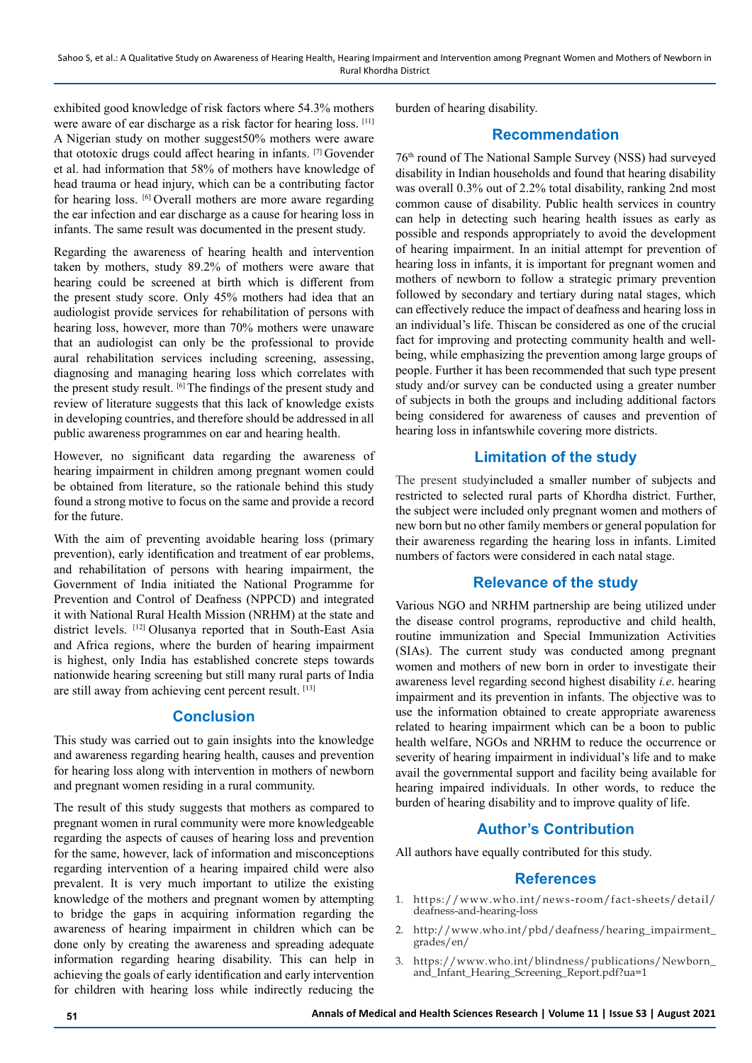exhibited good knowledge of risk factors where 54.3% mothers were aware of ear discharge as a risk factor for hearing loss. [11] A Nigerian study on mother suggest50% mothers were aware that ototoxic drugs could affect hearing in infants. [7] Govender et al. had information that 58% of mothers have knowledge of head trauma or head injury, which can be a contributing factor for hearing loss. [6] Overall mothers are more aware regarding the ear infection and ear discharge as a cause for hearing loss in infants. The same result was documented in the present study.

Regarding the awareness of hearing health and intervention taken by mothers, study 89.2% of mothers were aware that hearing could be screened at birth which is different from the present study score. Only 45% mothers had idea that an audiologist provide services for rehabilitation of persons with hearing loss, however, more than 70% mothers were unaware that an audiologist can only be the professional to provide aural rehabilitation services including screening, assessing, diagnosing and managing hearing loss which correlates with the present study result. [6] The findings of the present study and review of literature suggests that this lack of knowledge exists in developing countries, and therefore should be addressed in all public awareness programmes on ear and hearing health.

However, no significant data regarding the awareness of hearing impairment in children among pregnant women could be obtained from literature, so the rationale behind this study found a strong motive to focus on the same and provide a record for the future.

With the aim of preventing avoidable hearing loss (primary prevention), early identification and treatment of ear problems, and rehabilitation of persons with hearing impairment, the Government of India initiated the National Programme for Prevention and Control of Deafness (NPPCD) and integrated it with National Rural Health Mission (NRHM) at the state and district levels. [12] Olusanya reported that in South-East Asia and Africa regions, where the burden of hearing impairment is highest, only India has established concrete steps towards nationwide hearing screening but still many rural parts of India are still away from achieving cent percent result. [13]

## Conclusion

This study was carried out to gain insights into the knowledge and awareness regarding hearing health, causes and prevention for hearing loss along with intervention in mothers of newborn and pregnant women residing in a rural community.

The result of this study suggests that mothers as compared to pregnant women in rural community were more knowledgeable regarding the aspects of causes of hearing loss and prevention for the same, however, lack of information and misconceptions regarding intervention of a hearing impaired child were also prevalent. It is very much important to utilize the existing knowledge of the mothers and pregnant women by attempting to bridge the gaps in acquiring information regarding the awareness of hearing impairment in children which can be done only by creating the awareness and spreading adequate information regarding hearing disability. This can help in achieving the goals of early identification and early intervention for children with hearing loss while indirectly reducing the burden of hearing disability.

## Recommendation

76th round of The National Sample Survey (NSS) had surveyed disability in Indian households and found that hearing disability was overall 0.3% out of 2.2% total disability, ranking 2nd most common cause of disability. Public health services in country can help in detecting such hearing health issues as early as possible and responds appropriately to avoid the development of hearing impairment. In an initial attempt for prevention of hearing loss in infants, it is important for pregnant women and mothers of newborn to follow a strategic primary prevention followed by secondary and tertiary during natal stages, which can effectively reduce the impact of deafness and hearing loss in an individual's life. Thiscan be considered as one of the crucial fact for improving and protecting community health and well-being, while emphasizing the prevention among large groups of people. Further it has been recommended that such type present study and/or survey can be conducted using a greater number of subjects in both the groups and including additional factors being considered for awareness of causes and prevention of hearing loss in infantswhile covering more districts.

## Limitation of the study

The present studyincluded a smaller number of subjects and restricted to selected rural parts of Khordha district. Further, the subject were included only pregnant women and mothers of new born but no other family members or general population for their awareness regarding the hearing loss in infants. Limited numbers of factors were considered in each natal stage.

## Relevance of the study

Various NGO and NRHM partnership are being utilized under the disease control programs, reproductive and child health, routine immunization and Special Immunization Activities (SIAs). The current study was conducted among pregnant women and mothers of new born in order to investigate their awareness level regarding second highest disability *i.e*. hearing impairment and its prevention in infants. The objective was to use the information obtained to create appropriate awareness related to hearing impairment which can be a boon to public health welfare, NGOs and NRHM to reduce the occurrence or severity of hearing impairment in individual's life and to make avail the governmental support and facility being available for hearing impaired individuals. In other words, to reduce the burden of hearing disability and to improve quality of life.

## Author's Contribution

All authors have equally contributed for this study.

## References

1. https://www.who.int/news-room/fact-sheets/detail/deafness-and-hearing-loss
2. http://www.who.int/pbd/deafness/hearing_impairment_grades/en/
3. https://www.who.int/blindness/publications/Newborn_and_Infant_Hearing_Screening_Report.pdf?ua=1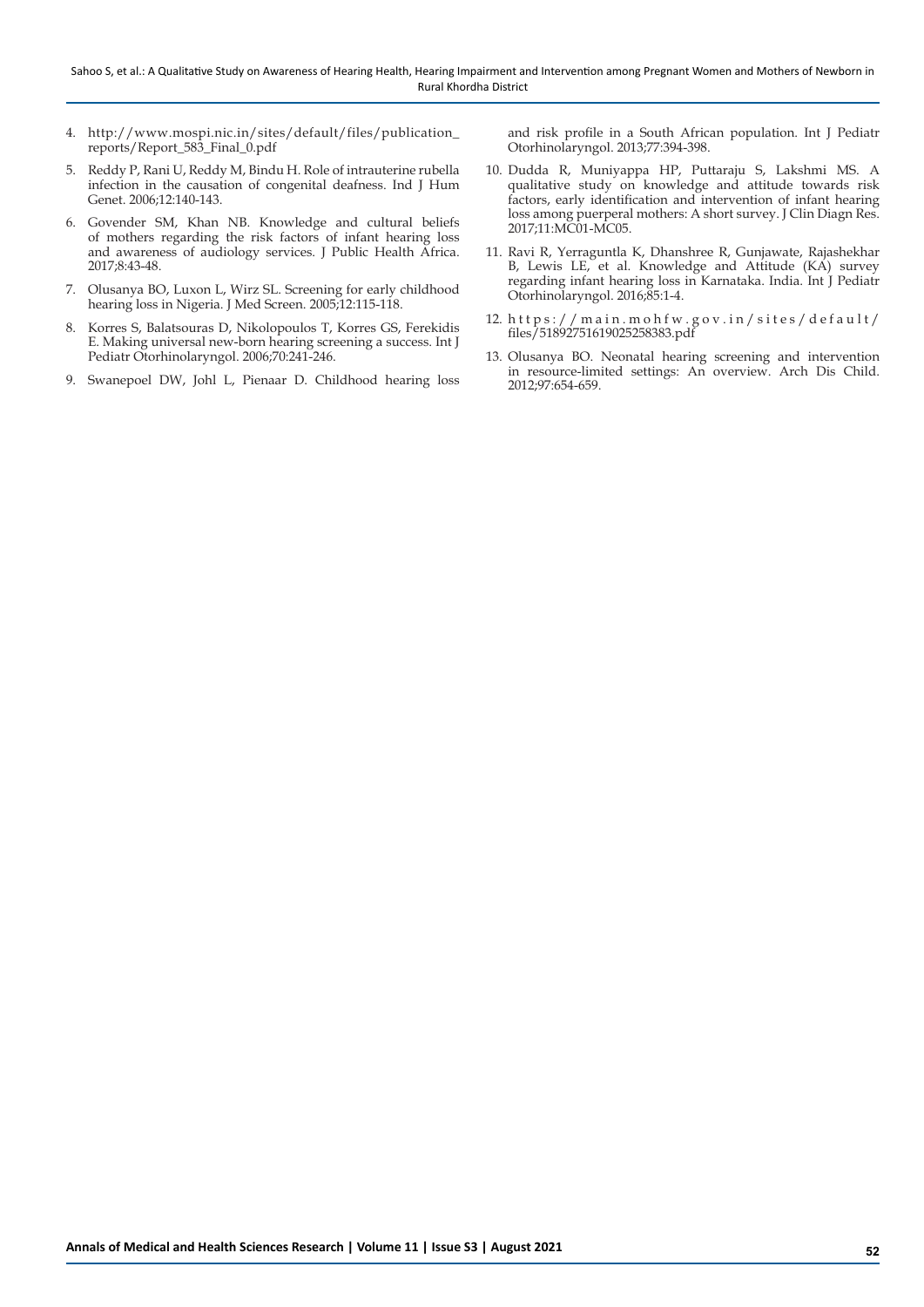4. http://www.mospi.nic.in/sites/default/files/publication_reports/Report_583_Final_0.pdf
5. Reddy P, Rani U, Reddy M, Bindu H. Role of intrauterine rubella infection in the causation of congenital deafness. Ind J Hum Genet. 2006;12:140-143.
6. Govender SM, Khan NB. Knowledge and cultural beliefs of mothers regarding the risk factors of infant hearing loss and awareness of audiology services. J Public Health Africa. 2017;8:43-48.
7. Olusanya BO, Luxon L, Wirz SL. Screening for early childhood hearing loss in Nigeria. J Med Screen. 2005;12:115-118.
8. Korres S, Balatsouras D, Nikolopoulos T, Korres GS, Ferekidis E. Making universal new-born hearing screening a success. Int J Pediatr Otorhinolaryngol. 2006;70:241-246.
9. Swanepoel DW, Johl L, Pienaar D. Childhood hearing loss and risk profile in a South African population. Int J Pediatr Otorhinolaryngol. 2013;77:394-398.
10. Dudda R, Muniyappa HP, Puttaraju S, Lakshmi MS. A qualitative study on knowledge and attitude towards risk factors, early identification and intervention of infant hearing loss among puerperal mothers: A short survey. J Clin Diagn Res. 2017;11:MC01-MC05.
11. Ravi R, Yerraguntla K, Dhanshree R, Gunjawate, Rajashekhar B, Lewis LE, et al. Knowledge and Attitude (KA) survey regarding infant hearing loss in Karnataka. India. Int J Pediatr Otorhinolaryngol. 2016;85:1-4.
12. https://main.mohfw.gov.in/sites/default/files/51892751619025258383.pdf
13. Olusanya BO. Neonatal hearing screening and intervention in resource-limited settings: An overview. Arch Dis Child. 2012;97:654-659.